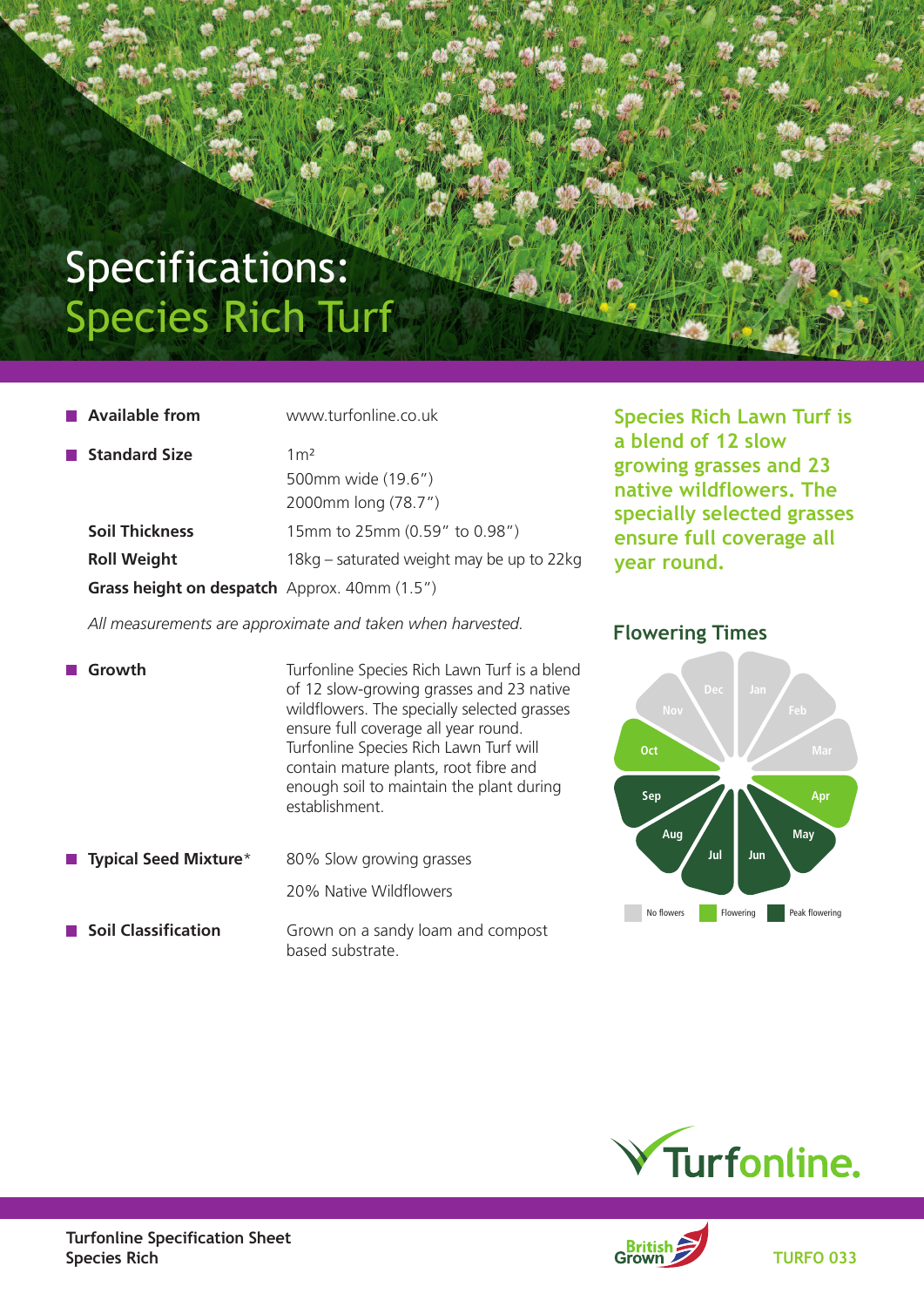# Specifications:
# Species Rich Turf

| | |
|---|---|
| **Available from** | www.turfonline.co.uk |
| **Standard Size** | 1m²<br>500mm wide (19.6")<br>2000mm long (78.7") |
| **Soil Thickness** | 15mm to 25mm (0.59" to 0.98") |
| **Roll Weight** | 18kg – saturated weight may be up to 22kg |
| **Grass height on despatch** | Approx. 40mm (1.5") |

*All measurements are approximate and taken when harvested.*

| | |
|---|---|
| **Growth** | Turfonline Species Rich Lawn Turf is a blend of 12 slow-growing grasses and 23 native wildflowers. The specially selected grasses ensure full coverage all year round. Turfonline Species Rich Lawn Turf will contain mature plants, root fibre and enough soil to maintain the plant during establishment. |
| **Typical Seed Mixture*** | 80% Slow growing grasses<br>20% Native Wildflowers |
| **Soil Classification** | Grown on a sandy loam and compost based substrate. |

**Species Rich Lawn Turf is a blend of 12 slow growing grasses and 23 native wildflowers. The specially selected grasses ensure full coverage all year round.**

## Flowering Times

| Month | Status |
|---|---|
| Jan | No flowers |
| Feb | No flowers |
| Mar | No flowers |
| Apr | Flowering |
| May | Peak flowering |
| Jun | Peak flowering |
| Jul | Peak flowering |
| Aug | Peak flowering |
| Sep | Peak flowering |
| Oct | Flowering |
| Nov | No flowers |
| Dec | No flowers |

Turfonline.

Turfonline Specification Sheet
Species Rich

British Grown

TURFO 033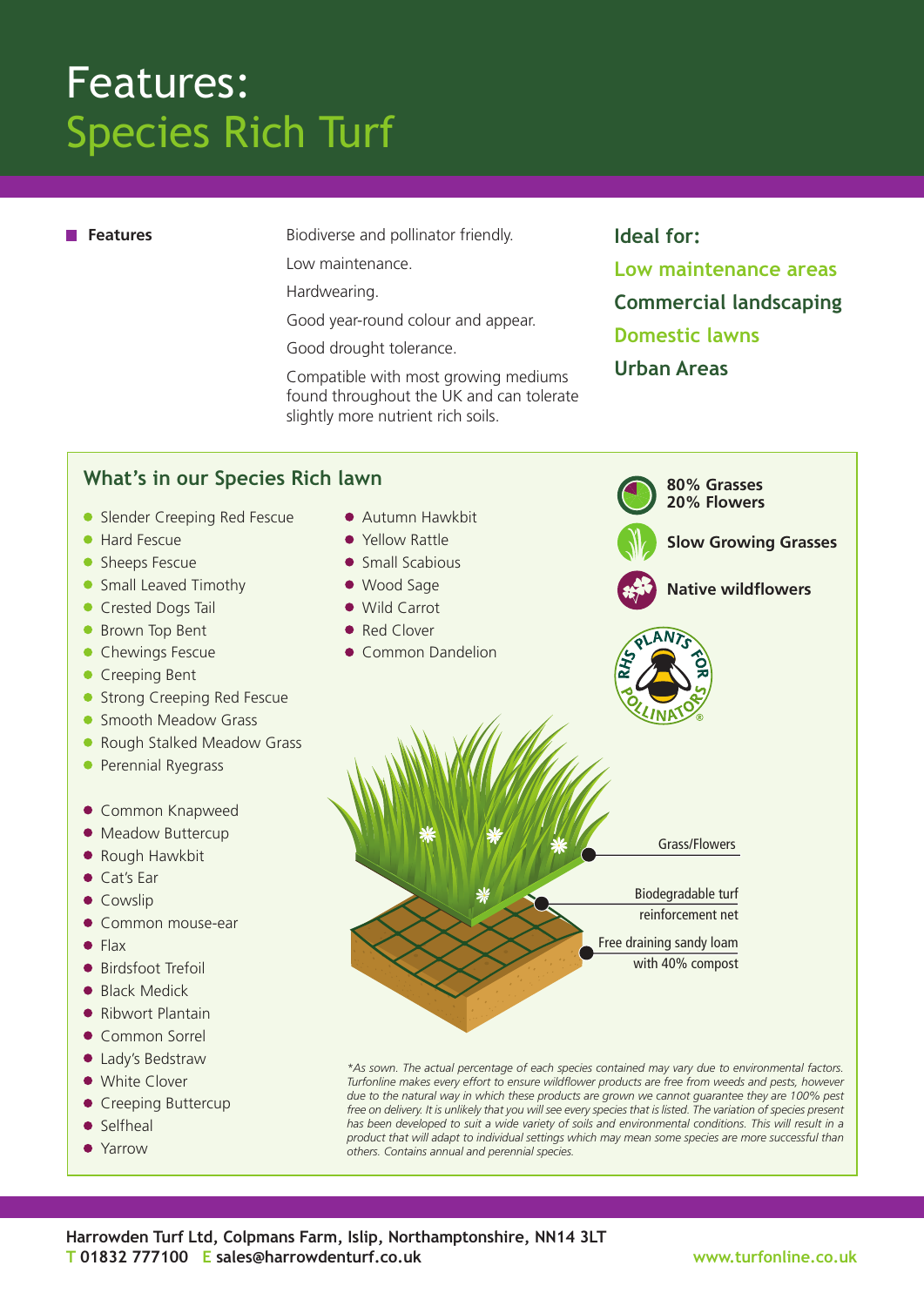# Features:
# Species Rich Turf

**Features**

Biodiverse and pollinator friendly.

Low maintenance.

Hardwearing.

Good year-round colour and appear.

Good drought tolerance.

Compatible with most growing mediums found throughout the UK and can tolerate slightly more nutrient rich soils.

**Ideal for:**

**Low maintenance areas**

**Commercial landscaping**

**Domestic lawns**

**Urban Areas**

## What's in our Species Rich lawn

- Slender Creeping Red Fescue
- Hard Fescue
- Sheeps Fescue
- Small Leaved Timothy
- Crested Dogs Tail
- Brown Top Bent
- Chewings Fescue
- Creeping Bent
- Strong Creeping Red Fescue
- Smooth Meadow Grass
- Rough Stalked Meadow Grass
- Perennial Ryegrass

- Common Knapweed
- Meadow Buttercup
- Rough Hawkbit
- Cat's Ear
- Cowslip
- Common mouse-ear
- Flax
- Birdsfoot Trefoil
- Black Medick
- Ribwort Plantain
- Common Sorrel
- Lady's Bedstraw
- White Clover
- Creeping Buttercup
- Selfheal
- Yarrow
- Autumn Hawkbit
- Yellow Rattle
- Small Scabious
- Wood Sage
- Wild Carrot
- Red Clover
- Common Dandelion

**80% Grasses**
**20% Flowers**

**Slow Growing Grasses**

**Native wildflowers**

RHS PLANTS FOR POLLINATORS®

Grass/Flowers

Biodegradable turf reinforcement net

Free draining sandy loam with 40% compost

*\*As sown. The actual percentage of each species contained may vary due to environmental factors. Turfonline makes every effort to ensure wildflower products are free from weeds and pests, however due to the natural way in which these products are grown we cannot guarantee they are 100% pest free on delivery. It is unlikely that you will see every species that is listed. The variation of species present has been developed to suit a wide variety of soils and environmental conditions. This will result in a product that will adapt to individual settings which may mean some species are more successful than others. Contains annual and perennial species.*

**Harrowden Turf Ltd, Colpmans Farm, Islip, Northamptonshire, NN14 3LT**
**T 01832 777100 E sales@harrowdenturf.co.uk**

**www.turfonline.co.uk**